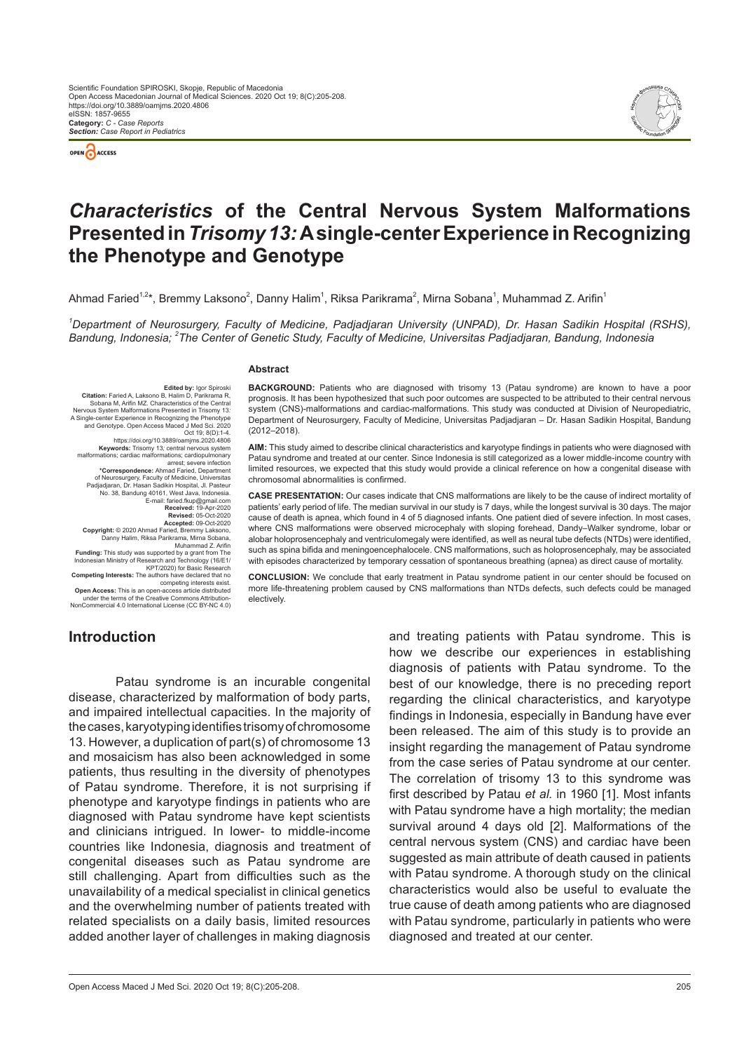Scientific Foundation SPIROSKI, Skopje, Republic of Macedonia
Open Access Macedonian Journal of Medical Sciences. 2020 Oct 19; 8(C):205-208.
https://doi.org/10.3889/oamjms.2020.4806
eISSN: 1857-9655
**Category:** *C - Case Reports*
***Section:** Case Report in Pediatrics*

# *Characteristics* of the Central Nervous System Malformations Presented in *Trisomy 13:* A single-center Experience in Recognizing the Phenotype and Genotype

Ahmad Faried[1,2]*, Bremmy Laksono[2], Danny Halim[1], Riksa Parikrama[2], Mirna Sobana[1], Muhammad Z. Arifin[1]

[1]*Department of Neurosurgery, Faculty of Medicine, Padjadjaran University (UNPAD), Dr. Hasan Sadikin Hospital (RSHS), Bandung, Indonesia;* [2]*The Center of Genetic Study, Faculty of Medicine, Universitas Padjadjaran, Bandung, Indonesia*

**Edited by:** Igor Spiroski
**Citation:** Faried A, Laksono B, Halim D, Parikrama R, Sobana M, Arifin MZ. Characteristics of the Central Nervous System Malformations Presented in Trisomy 13: A Single-center Experience in Recognizing the Phenotype and Genotype. Open Access Maced J Med Sci. 2020 Oct 19; 8(D):1-4. https://doi.org/10.3889/oamjms.2020.4806
**Keywords:** Trisomy 13; central nervous system malformations; cardiac malformations; cardiopulmonary arrest; severe infection
***Correspondence:** Ahmad Faried, Department of Neurosurgery, Faculty of Medicine, Universitas Padjadjaran, Dr. Hasan Sadikin Hospital, Jl. Pasteur No. 38, Bandung 40161, West Java, Indonesia. E-mail: faried.fkup@gmail.com
**Received:** 19-Apr-2020
**Revised:** 05-Oct-2020
**Accepted:** 09-Oct-2020
**Copyright:** © 2020 Ahmad Faried, Bremmy Laksono, Danny Halim, Riksa Parikrama, Mirna Sobana, Muhammad Z. Arifin
**Funding:** This study was supported by a grant from The Indonesian Ministry of Research and Technology (16/E1/KPT/2020) for Basic Research
**Competing Interests:** The authors have declared that no competing interests exist.
**Open Access:** This is an open-access article distributed under the terms of the Creative Commons Attribution-NonCommercial 4.0 International License (CC BY-NC 4.0)

## Abstract

**BACKGROUND:** Patients who are diagnosed with trisomy 13 (Patau syndrome) are known to have a poor prognosis. It has been hypothesized that such poor outcomes are suspected to be attributed to their central nervous system (CNS)-malformations and cardiac-malformations. This study was conducted at Division of Neuropediatric, Department of Neurosurgery, Faculty of Medicine, Universitas Padjadjaran – Dr. Hasan Sadikin Hospital, Bandung (2012–2018).

**AIM:** This study aimed to describe clinical characteristics and karyotype findings in patients who were diagnosed with Patau syndrome and treated at our center. Since Indonesia is still categorized as a lower middle-income country with limited resources, we expected that this study would provide a clinical reference on how a congenital disease with chromosomal abnormalities is confirmed.

**CASE PRESENTATION:** Our cases indicate that CNS malformations are likely to be the cause of indirect mortality of patients' early period of life. The median survival in our study is 7 days, while the longest survival is 30 days. The major cause of death is apnea, which found in 4 of 5 diagnosed infants. One patient died of severe infection. In most cases, where CNS malformations were observed microcephaly with sloping forehead, Dandy–Walker syndrome, lobar or alobar holoprosencephaly and ventriculomegaly were identified, as well as neural tube defects (NTDs) were identified, such as spina bifida and meningoencephalocele. CNS malformations, such as holoprosencephaly, may be associated with episodes characterized by temporary cessation of spontaneous breathing (apnea) as direct cause of mortality.

**CONCLUSION:** We conclude that early treatment in Patau syndrome patient in our center should be focused on more life-threatening problem caused by CNS malformations than NTDs defects, such defects could be managed electively.

## Introduction

Patau syndrome is an incurable congenital disease, characterized by malformation of body parts, and impaired intellectual capacities. In the majority of the cases, karyotyping identifies trisomy of chromosome 13. However, a duplication of part(s) of chromosome 13 and mosaicism has also been acknowledged in some patients, thus resulting in the diversity of phenotypes of Patau syndrome. Therefore, it is not surprising if phenotype and karyotype findings in patients who are diagnosed with Patau syndrome have kept scientists and clinicians intrigued. In lower- to middle-income countries like Indonesia, diagnosis and treatment of congenital diseases such as Patau syndrome are still challenging. Apart from difficulties such as the unavailability of a medical specialist in clinical genetics and the overwhelming number of patients treated with related specialists on a daily basis, limited resources added another layer of challenges in making diagnosis and treating patients with Patau syndrome. This is how we describe our experiences in establishing diagnosis of patients with Patau syndrome. To the best of our knowledge, there is no preceding report regarding the clinical characteristics, and karyotype findings in Indonesia, especially in Bandung have ever been released. The aim of this study is to provide an insight regarding the management of Patau syndrome from the case series of Patau syndrome at our center. The correlation of trisomy 13 to this syndrome was first described by Patau *et al.* in 1960 [1]. Most infants with Patau syndrome have a high mortality; the median survival around 4 days old [2]. Malformations of the central nervous system (CNS) and cardiac have been suggested as main attribute of death caused in patients with Patau syndrome. A thorough study on the clinical characteristics would also be useful to evaluate the true cause of death among patients who are diagnosed with Patau syndrome, particularly in patients who were diagnosed and treated at our center.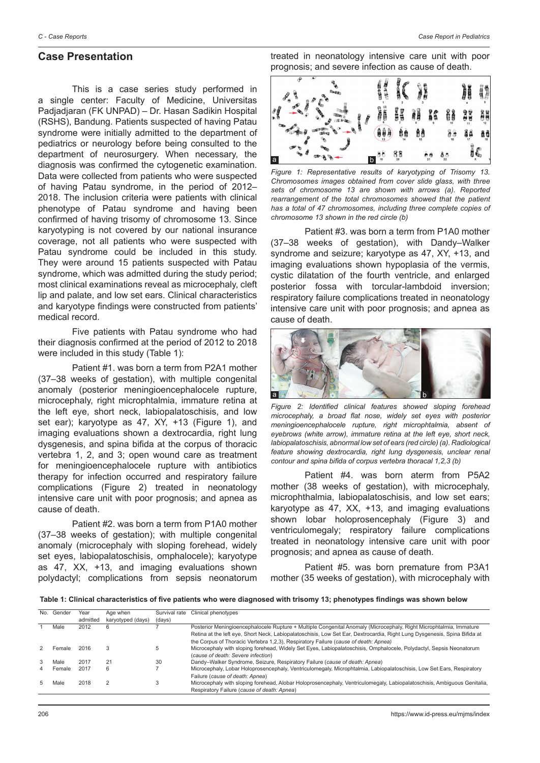## Case Presentation

This is a case series study performed in a single center: Faculty of Medicine, Universitas Padjadjaran (FK UNPAD) – Dr. Hasan Sadikin Hospital (RSHS), Bandung. Patients suspected of having Patau syndrome were initially admitted to the department of pediatrics or neurology before being consulted to the department of neurosurgery. When necessary, the diagnosis was confirmed the cytogenetic examination. Data were collected from patients who were suspected of having Patau syndrome, in the period of 2012–2018. The inclusion criteria were patients with clinical phenotype of Patau syndrome and having been confirmed of having trisomy of chromosome 13. Since karyotyping is not covered by our national insurance coverage, not all patients who were suspected with Patau syndrome could be included in this study. They were around 15 patients suspected with Patau syndrome, which was admitted during the study period; most clinical examinations reveal as microcephaly, cleft lip and palate, and low set ears. Clinical characteristics and karyotype findings were constructed from patients' medical record.

Five patients with Patau syndrome who had their diagnosis confirmed at the period of 2012 to 2018 were included in this study (Table 1):

Patient #1. was born a term from P2A1 mother (37–38 weeks of gestation), with multiple congenital anomaly (posterior meningioencephalocele rupture, microcephaly, right microphtalmia, immature retina at the left eye, short neck, labiopalatoschisis, and low set ear); karyotype as 47, XY, +13 (Figure 1), and imaging evaluations shown a dextrocardia, right lung dysgenesis, and spina bifida at the corpus of thoracic vertebra 1, 2, and 3; open wound care as treatment for meningioencephalocele rupture with antibiotics therapy for infection occurred and respiratory failure complications (Figure 2) treated in neonatology intensive care unit with poor prognosis; and apnea as cause of death.

Patient #2. was born a term from P1A0 mother (37–38 weeks of gestation); with multiple congenital anomaly (microcephaly with sloping forehead, widely set eyes, labiopalatoschisis, omphalocele); karyotype as 47, XX, +13, and imaging evaluations shown polydactyl; complications from sepsis neonatorum treated in neonatology intensive care unit with poor prognosis; and severe infection as cause of death.

*Figure 1: Representative results of karyotyping of Trisomy 13. Chromosomes images obtained from cover slide glass, with three sets of chromosome 13 are shown with arrows (a). Reported rearrangement of the total chromosomes showed that the patient has a total of 47 chromosomes, including three complete copies of chromosome 13 shown in the red circle (b)*

Patient #3. was born a term from P1A0 mother (37–38 weeks of gestation), with Dandy–Walker syndrome and seizure; karyotype as 47, XY, +13, and imaging evaluations shown hypoplasia of the vermis, cystic dilatation of the fourth ventricle, and enlarged posterior fossa with torcular-lambdoid inversion; respiratory failure complications treated in neonatology intensive care unit with poor prognosis; and apnea as cause of death.

*Figure 2: Identified clinical features showed sloping forehead microcephaly, a broad flat nose, widely set eyes with posterior meningioencephalocele rupture, right microphtalmia, absent of eyebrows (white arrow), immature retina at the left eye, short neck, labiopalatoschisis, abnormal low set of ears (red circle) (a). Radiological feature showing dextrocardia, right lung dysgenesis, unclear renal contour and spina bifida of corpus vertebra thoracal 1,2,3 (b)*

Patient #4. was born aterm from P5A2 mother (38 weeks of gestation), with microcephaly, microphthalmia, labiopalatoschisis, and low set ears; karyotype as 47, XX, +13, and imaging evaluations shown lobar holoprosencephaly (Figure 3) and ventriculomegaly; respiratory failure complications treated in neonatology intensive care unit with poor prognosis; and apnea as cause of death.

Patient #5. was born premature from P3A1 mother (35 weeks of gestation), with microcephaly with

**Table 1: Clinical characteristics of five patients who were diagnosed with trisomy 13; phenotypes findings was shown below**

| No. | Gender | Year admitted | Age when karyotyped (days) | Survival rate (days) | Clinical phenotypes |
|---|---|---|---|---|---|
| 1 | Male | 2012 | 6 | 7 | Posterior Meningioencephalocele Rupture + Multiple Congenital Anomaly (Microcephaly, Right Microphtalmia, Immature Retina at the left eye, Short Neck, Labiopalatoschisis, Low Set Ear, Dextrocardia, Right Lung Dysgenesis, Spina Bifida at the Corpus of Thoracic Vertebra 1,2,3), Respiratory Failure (*cause of death: Apnea*) |
| 2 | Female | 2016 | 3 | 5 | Microcephaly with sloping forehead, Widely Set Eyes, Labiopalatoschisis, Omphalocele, Polydactyl, Sepsis Neonatorum (*cause of death: Severe infection*) |
| 3 | Male | 2017 | 21 | 30 | Dandy–Walker Syndrome, Seizure, Respiratory Failure (*cause of death: Apnea*) |
| 4 | Female | 2017 | 6 | 7 | Microcephaly, Lobar Holoprosencephaly, Ventriculomegaly, Microphtalmia, Labiopalatoschisis, Low Set Ears, Respiratory Failure (*cause of death: Apnea*) |
| 5 | Male | 2018 | 2 | 3 | Microcephaly with sloping forehead, Alobar Holoprosencephaly, Ventriculomegaly, Labiopalatoschisis, Ambiguous Genitalia, Respiratory Failure (*cause of death: Apnea*) |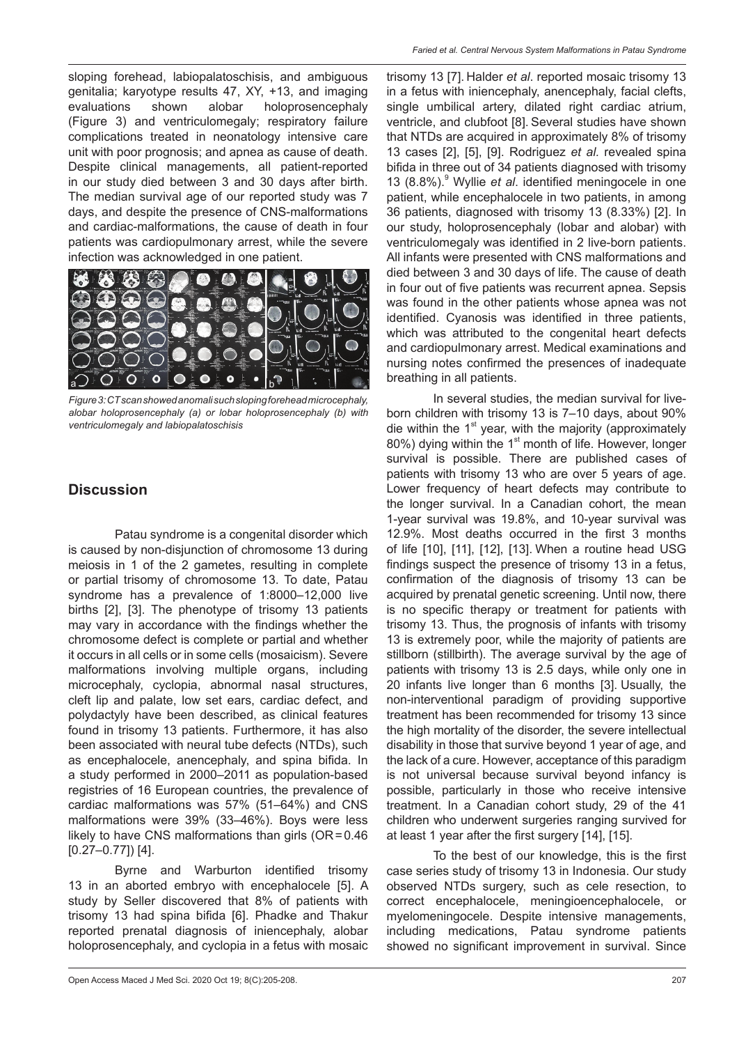sloping forehead, labiopalatoschisis, and ambiguous genitalia; karyotype results 47, XY, +13, and imaging evaluations shown alobar holoprosencephaly (Figure 3) and ventriculomegaly; respiratory failure complications treated in neonatology intensive care unit with poor prognosis; and apnea as cause of death. Despite clinical managements, all patient-reported in our study died between 3 and 30 days after birth. The median survival age of our reported study was 7 days, and despite the presence of CNS-malformations and cardiac-malformations, the cause of death in four patients was cardiopulmonary arrest, while the severe infection was acknowledged in one patient.

*Figure 3: CT scan showed anomali such sloping forehead microcephaly, alobar holoprosencephaly (a) or lobar holoprosencephaly (b) with ventriculomegaly and labiopalatoschisis*

## Discussion

Patau syndrome is a congenital disorder which is caused by non-disjunction of chromosome 13 during meiosis in 1 of the 2 gametes, resulting in complete or partial trisomy of chromosome 13. To date, Patau syndrome has a prevalence of 1:8000–12,000 live births [2], [3]. The phenotype of trisomy 13 patients may vary in accordance with the findings whether the chromosome defect is complete or partial and whether it occurs in all cells or in some cells (mosaicism). Severe malformations involving multiple organs, including microcephaly, cyclopia, abnormal nasal structures, cleft lip and palate, low set ears, cardiac defect, and polydactyly have been described, as clinical features found in trisomy 13 patients. Furthermore, it has also been associated with neural tube defects (NTDs), such as encephalocele, anencephaly, and spina bifida. In a study performed in 2000–2011 as population-based registries of 16 European countries, the prevalence of cardiac malformations was 57% (51–64%) and CNS malformations were 39% (33–46%). Boys were less likely to have CNS malformations than girls (OR = 0.46 [0.27–0.77]) [4].

Byrne and Warburton identified trisomy 13 in an aborted embryo with encephalocele [5]. A study by Seller discovered that 8% of patients with trisomy 13 had spina bifida [6]. Phadke and Thakur reported prenatal diagnosis of iniencephaly, alobar holoprosencephaly, and cyclopia in a fetus with mosaic trisomy 13 [7]. Halder *et al*. reported mosaic trisomy 13 in a fetus with iniencephaly, anencephaly, facial clefts, single umbilical artery, dilated right cardiac atrium, ventricle, and clubfoot [8]. Several studies have shown that NTDs are acquired in approximately 8% of trisomy 13 cases [2], [5], [9]. Rodriguez *et al*. revealed spina bifida in three out of 34 patients diagnosed with trisomy 13 (8.8%).[9] Wyllie *et al*. identified meningocele in one patient, while encephalocele in two patients, in among 36 patients, diagnosed with trisomy 13 (8.33%) [2]. In our study, holoprosencephaly (lobar and alobar) with ventriculomegaly was identified in 2 live-born patients. All infants were presented with CNS malformations and died between 3 and 30 days of life. The cause of death in four out of five patients was recurrent apnea. Sepsis was found in the other patients whose apnea was not identified. Cyanosis was identified in three patients, which was attributed to the congenital heart defects and cardiopulmonary arrest. Medical examinations and nursing notes confirmed the presences of inadequate breathing in all patients.

In several studies, the median survival for live-born children with trisomy 13 is 7–10 days, about 90% die within the 1st year, with the majority (approximately 80%) dying within the 1st month of life. However, longer survival is possible. There are published cases of patients with trisomy 13 who are over 5 years of age. Lower frequency of heart defects may contribute to the longer survival. In a Canadian cohort, the mean 1-year survival was 19.8%, and 10-year survival was 12.9%. Most deaths occurred in the first 3 months of life [10], [11], [12], [13]. When a routine head USG findings suspect the presence of trisomy 13 in a fetus, confirmation of the diagnosis of trisomy 13 can be acquired by prenatal genetic screening. Until now, there is no specific therapy or treatment for patients with trisomy 13. Thus, the prognosis of infants with trisomy 13 is extremely poor, while the majority of patients are stillborn (stillbirth). The average survival by the age of patients with trisomy 13 is 2.5 days, while only one in 20 infants live longer than 6 months [3]. Usually, the non-interventional paradigm of providing supportive treatment has been recommended for trisomy 13 since the high mortality of the disorder, the severe intellectual disability in those that survive beyond 1 year of age, and the lack of a cure. However, acceptance of this paradigm is not universal because survival beyond infancy is possible, particularly in those who receive intensive treatment. In a Canadian cohort study, 29 of the 41 children who underwent surgeries ranging survived for at least 1 year after the first surgery [14], [15].

To the best of our knowledge, this is the first case series study of trisomy 13 in Indonesia. Our study observed NTDs surgery, such as cele resection, to correct encephalocele, meningioencephalocele, or myelomeningocele. Despite intensive managements, including medications, Patau syndrome patients showed no significant improvement in survival. Since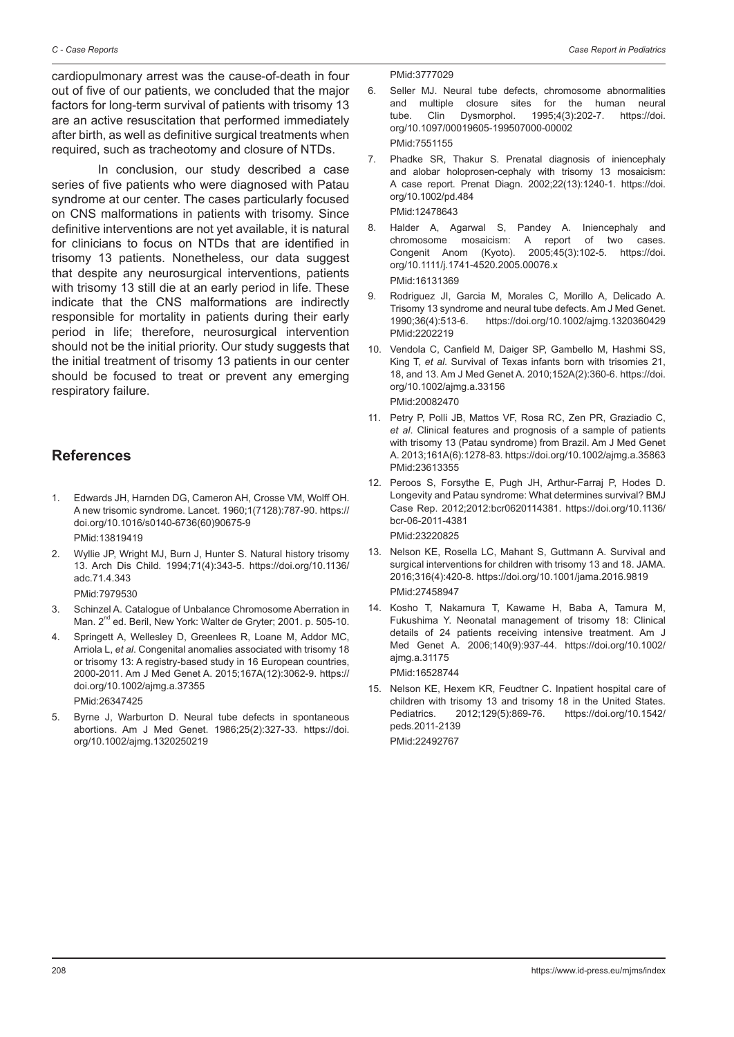cardiopulmonary arrest was the cause-of-death in four out of five of our patients, we concluded that the major factors for long-term survival of patients with trisomy 13 are an active resuscitation that performed immediately after birth, as well as definitive surgical treatments when required, such as tracheotomy and closure of NTDs.

In conclusion, our study described a case series of five patients who were diagnosed with Patau syndrome at our center. The cases particularly focused on CNS malformations in patients with trisomy. Since definitive interventions are not yet available, it is natural for clinicians to focus on NTDs that are identified in trisomy 13 patients. Nonetheless, our data suggest that despite any neurosurgical interventions, patients with trisomy 13 still die at an early period in life. These indicate that the CNS malformations are indirectly responsible for mortality in patients during their early period in life; therefore, neurosurgical intervention should not be the initial priority. Our study suggests that the initial treatment of trisomy 13 patients in our center should be focused to treat or prevent any emerging respiratory failure.

## References

1. Edwards JH, Harnden DG, Cameron AH, Crosse VM, Wolff OH. A new trisomic syndrome. Lancet. 1960;1(7128):787-90. https://doi.org/10.1016/s0140-6736(60)90675-9
   PMid:13819419
2. Wyllie JP, Wright MJ, Burn J, Hunter S. Natural history trisomy 13. Arch Dis Child. 1994;71(4):343-5. https://doi.org/10.1136/adc.71.4.343
   PMid:7979530
3. Schinzel A. Catalogue of Unbalance Chromosome Aberration in Man. 2nd ed. Beril, New York: Walter de Gryter; 2001. p. 505-10.
4. Springett A, Wellesley D, Greenlees R, Loane M, Addor MC, Arriola L, *et al*. Congenital anomalies associated with trisomy 18 or trisomy 13: A registry-based study in 16 European countries, 2000-2011. Am J Med Genet A. 2015;167A(12):3062-9. https://doi.org/10.1002/ajmg.a.37355
   PMid:26347425
5. Byrne J, Warburton D. Neural tube defects in spontaneous abortions. Am J Med Genet. 1986;25(2):327-33. https://doi.org/10.1002/ajmg.1320250219
   PMid:3777029
6. Seller MJ. Neural tube defects, chromosome abnormalities and multiple closure sites for the human neural tube. Clin Dysmorphol. 1995;4(3):202-7. https://doi.org/10.1097/00019605-199507000-00002
   PMid:7551155
7. Phadke SR, Thakur S. Prenatal diagnosis of iniencephaly and alobar holoprosen-cephaly with trisomy 13 mosaicism: A case report. Prenat Diagn. 2002;22(13):1240-1. https://doi.org/10.1002/pd.484
   PMid:12478643
8. Halder A, Agarwal S, Pandey A. Iniencephaly and chromosome mosaicism: A report of two cases. Congenit Anom (Kyoto). 2005;45(3):102-5. https://doi.org/10.1111/j.1741-4520.2005.00076.x
   PMid:16131369
9. Rodriguez JI, Garcia M, Morales C, Morillo A, Delicado A. Trisomy 13 syndrome and neural tube defects. Am J Med Genet. 1990;36(4):513-6. https://doi.org/10.1002/ajmg.1320360429
   PMid:2202219
10. Vendola C, Canfield M, Daiger SP, Gambello M, Hashmi SS, King T, *et al*. Survival of Texas infants born with trisomies 21, 18, and 13. Am J Med Genet A. 2010;152A(2):360-6. https://doi.org/10.1002/ajmg.a.33156
    PMid:20082470
11. Petry P, Polli JB, Mattos VF, Rosa RC, Zen PR, Graziadio C, *et al*. Clinical features and prognosis of a sample of patients with trisomy 13 (Patau syndrome) from Brazil. Am J Med Genet A. 2013;161A(6):1278-83. https://doi.org/10.1002/ajmg.a.35863
    PMid:23613355
12. Peroos S, Forsythe E, Pugh JH, Arthur-Farraj P, Hodes D. Longevity and Patau syndrome: What determines survival? BMJ Case Rep. 2012;2012:bcr0620114381. https://doi.org/10.1136/bcr-06-2011-4381
    PMid:23220825
13. Nelson KE, Rosella LC, Mahant S, Guttmann A. Survival and surgical interventions for children with trisomy 13 and 18. JAMA. 2016;316(4):420-8. https://doi.org/10.1001/jama.2016.9819
    PMid:27458947
14. Kosho T, Nakamura T, Kawame H, Baba A, Tamura M, Fukushima Y. Neonatal management of trisomy 18: Clinical details of 24 patients receiving intensive treatment. Am J Med Genet A. 2006;140(9):937-44. https://doi.org/10.1002/ajmg.a.31175
    PMid:16528744
15. Nelson KE, Hexem KR, Feudtner C. Inpatient hospital care of children with trisomy 13 and trisomy 18 in the United States. Pediatrics. 2012;129(5):869-76. https://doi.org/10.1542/peds.2011-2139
    PMid:22492767